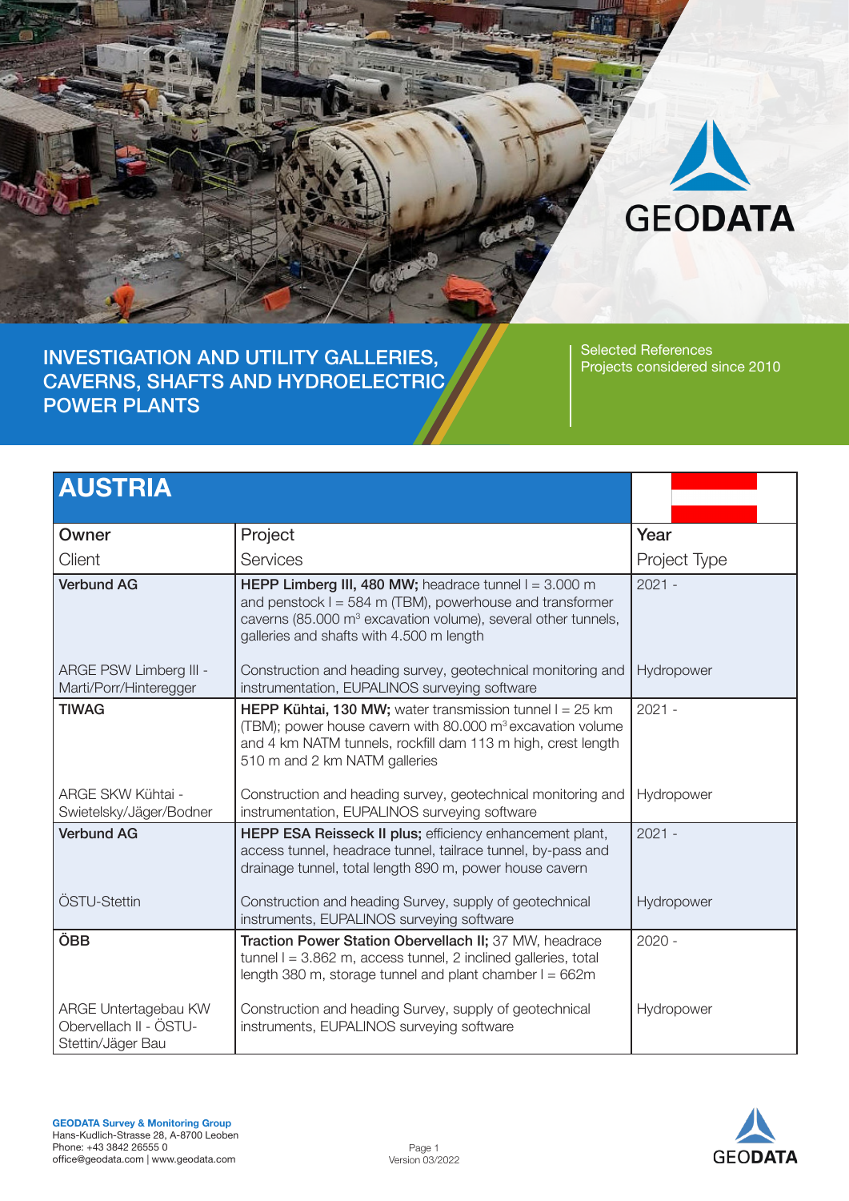# INVESTIGATION AND UTILITY GALLERIES, CAVERNS, SHAFTS AND HYDROELECTRIC POWER PLANTS

Selected References
Projects considered since 2010

## AUSTRIA

| Owner<br>Client | Project<br>Services | Year<br>Project Type |
|---|---|---|
| **Verbund AG**<br><br>ARGE PSW Limberg III - Marti/Porr/Hinteregger | **HEPP Limberg III, 480 MW;** headrace tunnel l = 3.000 m and penstock l = 584 m (TBM), powerhouse and transformer caverns (85.000 m³ excavation volume), several other tunnels, galleries and shafts with 4.500 m length<br><br>Construction and heading survey, geotechnical monitoring and instrumentation, EUPALINOS surveying software | 2021 -<br><br>Hydropower |
| **TIWAG**<br><br>ARGE SKW Kühtai - Swietelsky/Jäger/Bodner | **HEPP Kühtai, 130 MW;** water transmission tunnel l = 25 km (TBM); power house cavern with 80.000 m³ excavation volume and 4 km NATM tunnels, rockfill dam 113 m high, crest length 510 m and 2 km NATM galleries<br><br>Construction and heading survey, geotechnical monitoring and instrumentation, EUPALINOS surveying software | 2021 -<br><br>Hydropower |
| **Verbund AG**<br><br>ÖSTU-Stettin | **HEPP ESA Reisseck II plus;** efficiency enhancement plant, access tunnel, headrace tunnel, tailrace tunnel, by-pass and drainage tunnel, total length 890 m, power house cavern<br><br>Construction and heading Survey, supply of geotechnical instruments, EUPALINOS surveying software | 2021 -<br><br>Hydropower |
| **ÖBB**<br><br>ARGE Untertagebau KW Obervellach II - ÖSTU-Stettin/Jäger Bau | **Traction Power Station Obervellach II;** 37 MW, headrace tunnel l = 3.862 m, access tunnel, 2 inclined galleries, total length 380 m, storage tunnel and plant chamber l = 662m<br><br>Construction and heading Survey, supply of geotechnical instruments, EUPALINOS surveying software | 2020 -<br><br>Hydropower |

**GEODATA Survey & Monitoring Group**
Hans-Kudlich-Strasse 28, A-8700 Leoben
Phone: +43 3842 26555 0
office@geodata.com | www.geodata.com

Version 03/2022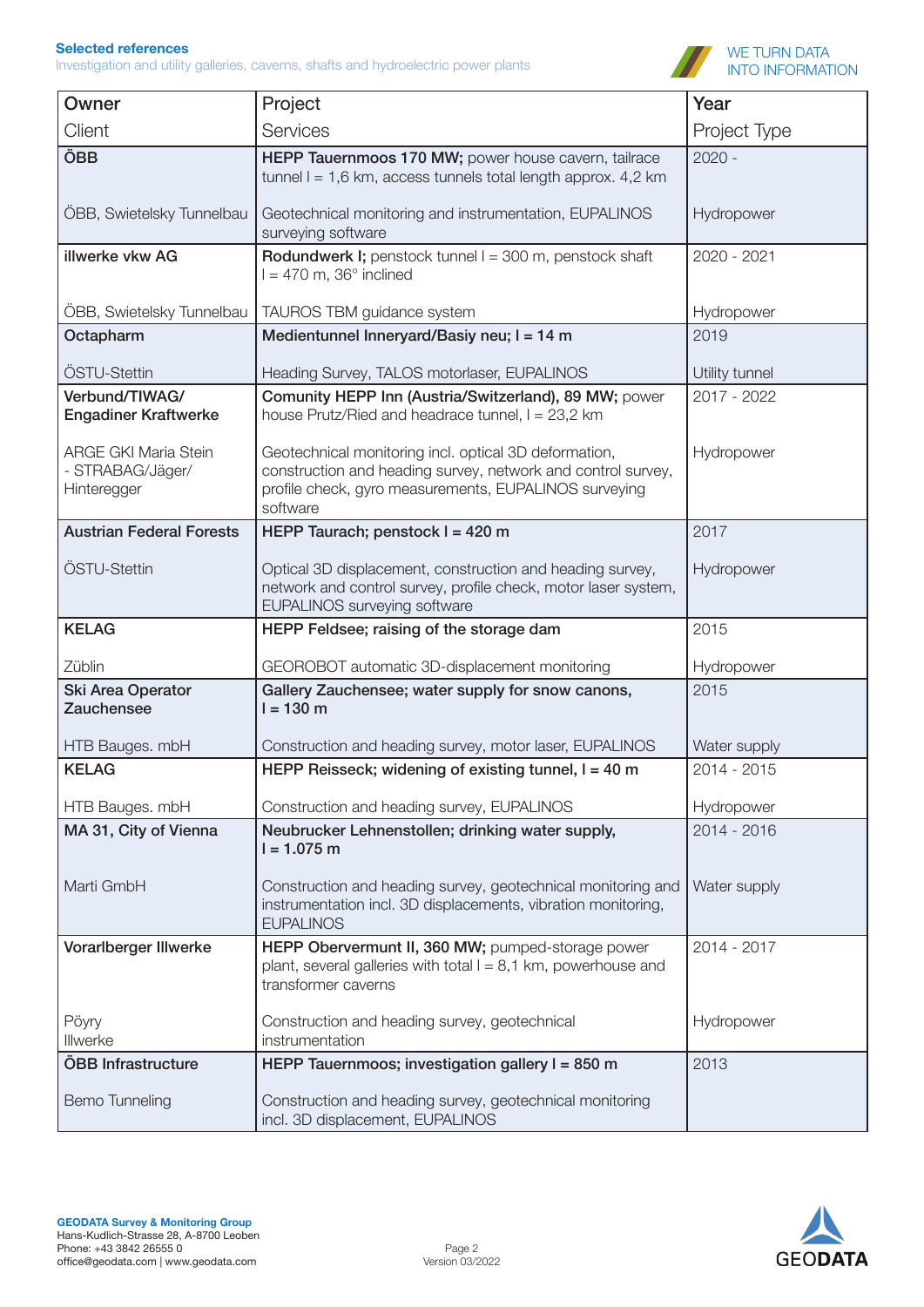**Selected references**

Investigation and utility galleries, caverns, shafts and hydroelectric power plants

WE TURN DATA INTO INFORMATION

| Owner<br>Client | Project<br>Services | Year<br>Project Type |
|---|---|---|
| **ÖBB**<br><br>ÖBB, Swietelsky Tunnelbau | **HEPP Tauernmoos 170 MW;** power house cavern, tailrace tunnel l = 1,6 km, access tunnels total length approx. 4,2 km<br><br>Geotechnical monitoring and instrumentation, EUPALINOS surveying software | 2020 -<br><br>Hydropower |
| **illwerke vkw AG**<br><br>ÖBB, Swietelsky Tunnelbau | **Rodundwerk I;** penstock tunnel l = 300 m, penstock shaft l = 470 m, 36° inclined<br><br>TAUROS TBM guidance system | 2020 - 2021<br><br>Hydropower |
| **Octapharm**<br><br>ÖSTU-Stettin | **Medientunnel Inneryard/Basiy neu; l = 14 m**<br><br>Heading Survey, TALOS motorlaser, EUPALINOS | 2019<br><br>Utility tunnel |
| **Verbund/TIWAG/ Engadiner Kraftwerke**<br><br>ARGE GKI Maria Stein - STRABAG/Jäger/ Hinteregger | **Comunity HEPP Inn (Austria/Switzerland), 89 MW;** power house Prutz/Ried and headrace tunnel, l = 23,2 km<br><br>Geotechnical monitoring incl. optical 3D deformation, construction and heading survey, network and control survey, profile check, gyro measurements, EUPALINOS surveying software | 2017 - 2022<br><br>Hydropower |
| **Austrian Federal Forests**<br><br>ÖSTU-Stettin | **HEPP Taurach; penstock l = 420 m**<br><br>Optical 3D displacement, construction and heading survey, network and control survey, profile check, motor laser system, EUPALINOS surveying software | 2017<br><br>Hydropower |
| **KELAG**<br><br>Züblin | **HEPP Feldsee; raising of the storage dam**<br><br>GEOROBOT automatic 3D-displacement monitoring | 2015<br><br>Hydropower |
| **Ski Area Operator Zauchensee**<br><br>HTB Bauges. mbH | **Gallery Zauchensee; water supply for snow canons, l = 130 m**<br><br>Construction and heading survey, motor laser, EUPALINOS | 2015<br><br>Water supply |
| **KELAG**<br><br>HTB Bauges. mbH | **HEPP Reisseck; widening of existing tunnel, l = 40 m**<br><br>Construction and heading survey, EUPALINOS | 2014 - 2015<br><br>Hydropower |
| **MA 31, City of Vienna**<br><br>Marti GmbH | **Neubrucker Lehnenstollen; drinking water supply, l = 1.075 m**<br><br>Construction and heading survey, geotechnical monitoring and instrumentation incl. 3D displacements, vibration monitoring, EUPALINOS | 2014 - 2016<br><br>Water supply |
| **Vorarlberger Illwerke**<br><br>Pöyry<br>Illwerke | **HEPP Obervermunt II, 360 MW;** pumped-storage power plant, several galleries with total l = 8,1 km, powerhouse and transformer caverns<br><br>Construction and heading survey, geotechnical instrumentation | 2014 - 2017<br><br>Hydropower |
| **ÖBB Infrastructure**<br><br>Bemo Tunneling | **HEPP Tauernmoos; investigation gallery l = 850 m**<br><br>Construction and heading survey, geotechnical monitoring incl. 3D displacement, EUPALINOS | 2013 |

**GEODATA Survey & Monitoring Group**
Hans-Kudlich-Strasse 28, A-8700 Leoben
Phone: +43 3842 26555 0
office@geodata.com | www.geodata.com

Version 03/2022

GEODATA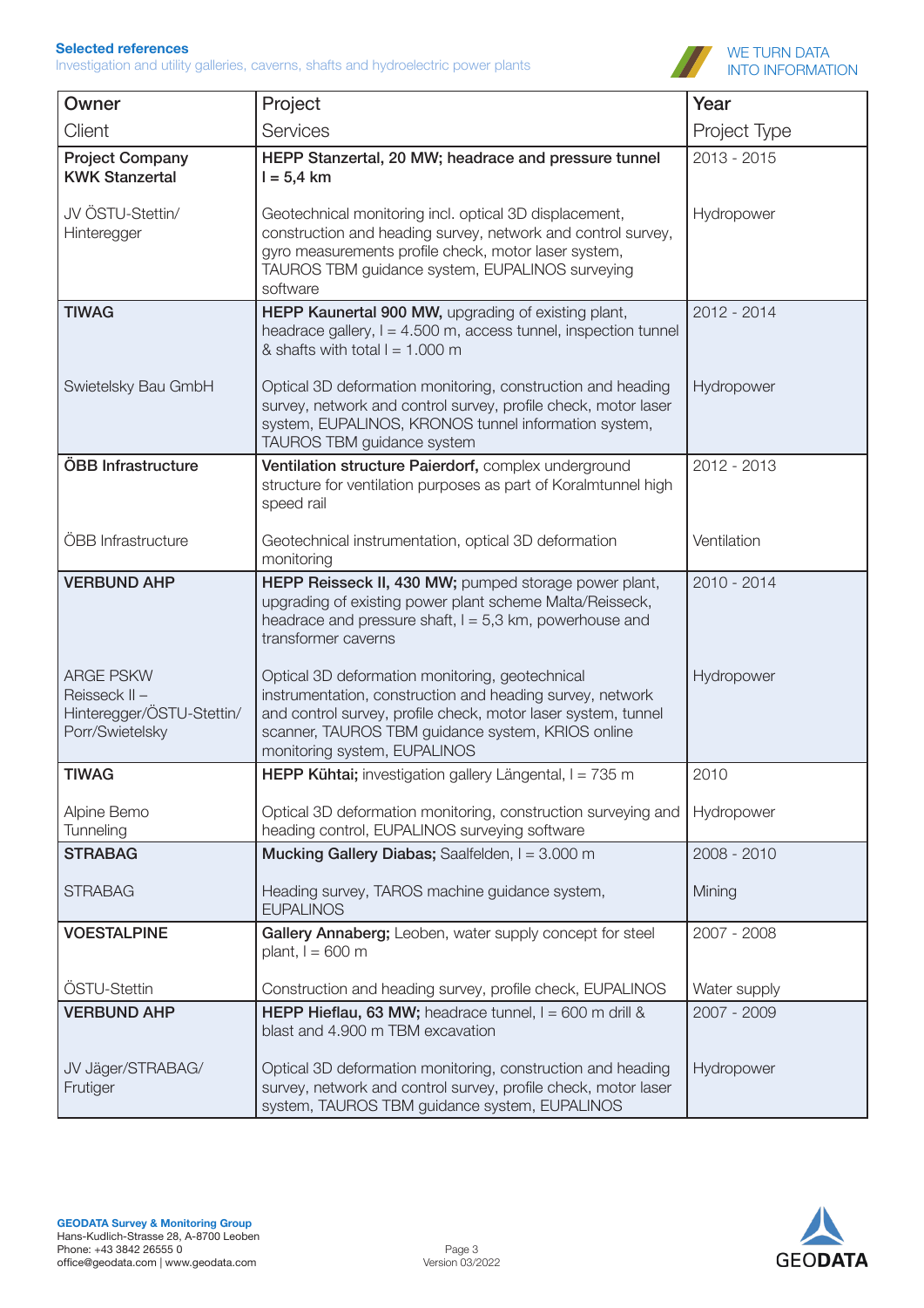**Selected references**
Investigation and utility galleries, caverns, shafts and hydroelectric power plants

WE TURN DATA INTO INFORMATION

| Owner<br>Client | Project<br>Services | Year<br>Project Type |
|---|---|---|
| **Project Company KWK Stanzertal**<br><br>JV ÖSTU-Stettin/ Hinteregger | **HEPP Stanzertal, 20 MW; headrace and pressure tunnel l = 5,4 km**<br><br>Geotechnical monitoring incl. optical 3D displacement, construction and heading survey, network and control survey, gyro measurements profile check, motor laser system, TAUROS TBM guidance system, EUPALINOS surveying software | 2013 - 2015<br><br>Hydropower |
| **TIWAG**<br><br>Swietelsky Bau GmbH | **HEPP Kaunertal 900 MW,** upgrading of existing plant, headrace gallery, l = 4.500 m, access tunnel, inspection tunnel & shafts with total l = 1.000 m<br><br>Optical 3D deformation monitoring, construction and heading survey, network and control survey, profile check, motor laser system, EUPALINOS, KRONOS tunnel information system, TAUROS TBM guidance system | 2012 - 2014<br><br>Hydropower |
| **ÖBB Infrastructure**<br><br>ÖBB Infrastructure | **Ventilation structure Paierdorf,** complex underground structure for ventilation purposes as part of Koralmtunnel high speed rail<br><br>Geotechnical instrumentation, optical 3D deformation monitoring | 2012 - 2013<br><br>Ventilation |
| **VERBUND AHP**<br><br>ARGE PSKW Reisseck II – Hinteregger/ÖSTU-Stettin/ Porr/Swietelsky | **HEPP Reisseck II, 430 MW;** pumped storage power plant, upgrading of existing power plant scheme Malta/Reisseck, headrace and pressure shaft, l = 5,3 km, powerhouse and transformer caverns<br><br>Optical 3D deformation monitoring, geotechnical instrumentation, construction and heading survey, network and control survey, profile check, motor laser system, tunnel scanner, TAUROS TBM guidance system, KRIOS online monitoring system, EUPALINOS | 2010 - 2014<br><br>Hydropower |
| **TIWAG**<br><br>Alpine Bemo Tunneling | **HEPP Kühtai;** investigation gallery Längental, l = 735 m<br><br>Optical 3D deformation monitoring, construction surveying and heading control, EUPALINOS surveying software | 2010<br><br>Hydropower |
| **STRABAG**<br><br>STRABAG | **Mucking Gallery Diabas;** Saalfelden, l = 3.000 m<br><br>Heading survey, TAROS machine guidance system, EUPALINOS | 2008 - 2010<br><br>Mining |
| **VOESTALPINE**<br><br>ÖSTU-Stettin | **Gallery Annaberg;** Leoben, water supply concept for steel plant, l = 600 m<br><br>Construction and heading survey, profile check, EUPALINOS | 2007 - 2008<br><br>Water supply |
| **VERBUND AHP**<br><br>JV Jäger/STRABAG/ Frutiger | **HEPP Hieflau, 63 MW;** headrace tunnel, l = 600 m drill & blast and 4.900 m TBM excavation<br><br>Optical 3D deformation monitoring, construction and heading survey, network and control survey, profile check, motor laser system, TAUROS TBM guidance system, EUPALINOS | 2007 - 2009<br><br>Hydropower |

**GEODATA Survey & Monitoring Group**
Hans-Kudlich-Strasse 28, A-8700 Leoben
Phone: +43 3842 26555 0
office@geodata.com | www.geodata.com

Version 03/2022

GEODATA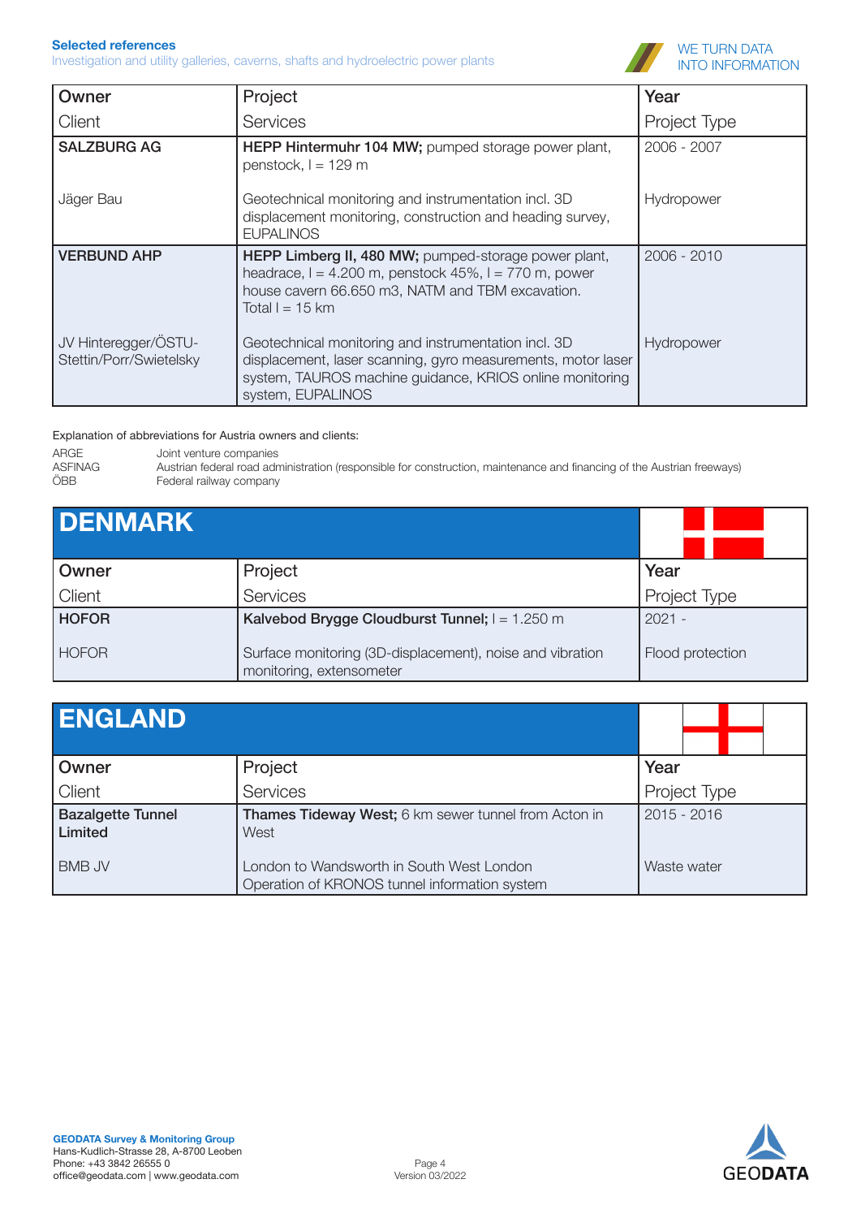| Owner<br>Client | Project<br>Services | Year<br>Project Type |
|---|---|---|
| **SALZBURG AG** | **HEPP Hintermuhr 104 MW;** pumped storage power plant, penstock, l = 129 m | 2006 - 2007 |
| Jäger Bau | Geotechnical monitoring and instrumentation incl. 3D displacement monitoring, construction and heading survey, EUPALINOS | Hydropower |
| **VERBUND AHP** | **HEPP Limberg II, 480 MW;** pumped-storage power plant, headrace, l = 4.200 m, penstock 45%, l = 770 m, power house cavern 66.650 m3, NATM and TBM excavation. Total l = 15 km | 2006 - 2010 |
| JV Hinteregger/ÖSTU-Stettin/Porr/Swietelsky | Geotechnical monitoring and instrumentation incl. 3D displacement, laser scanning, gyro measurements, motor laser system, TAUROS machine guidance, KRIOS online monitoring system, EUPALINOS | Hydropower |

Explanation of abbreviations for Austria owners and clients:

| | |
|---|---|
| ARGE | Joint venture companies |
| ASFINAG | Austrian federal road administration (responsible for construction, maintenance and financing of the Austrian freeways) |
| ÖBB | Federal railway company |

## DENMARK

| Owner<br>Client | Project<br>Services | Year<br>Project Type |
|---|---|---|
| **HOFOR** | **Kalvebod Brygge Cloudburst Tunnel;** l = 1.250 m | 2021 - |
| HOFOR | Surface monitoring (3D-displacement), noise and vibration monitoring, extensometer | Flood protection |

## ENGLAND

| Owner<br>Client | Project<br>Services | Year<br>Project Type |
|---|---|---|
| **Bazalgette Tunnel Limited** | **Thames Tideway West;** 6 km sewer tunnel from Acton in West | 2015 - 2016 |
| BMB JV | London to Wandsworth in South West London<br>Operation of KRONOS tunnel information system | Waste water |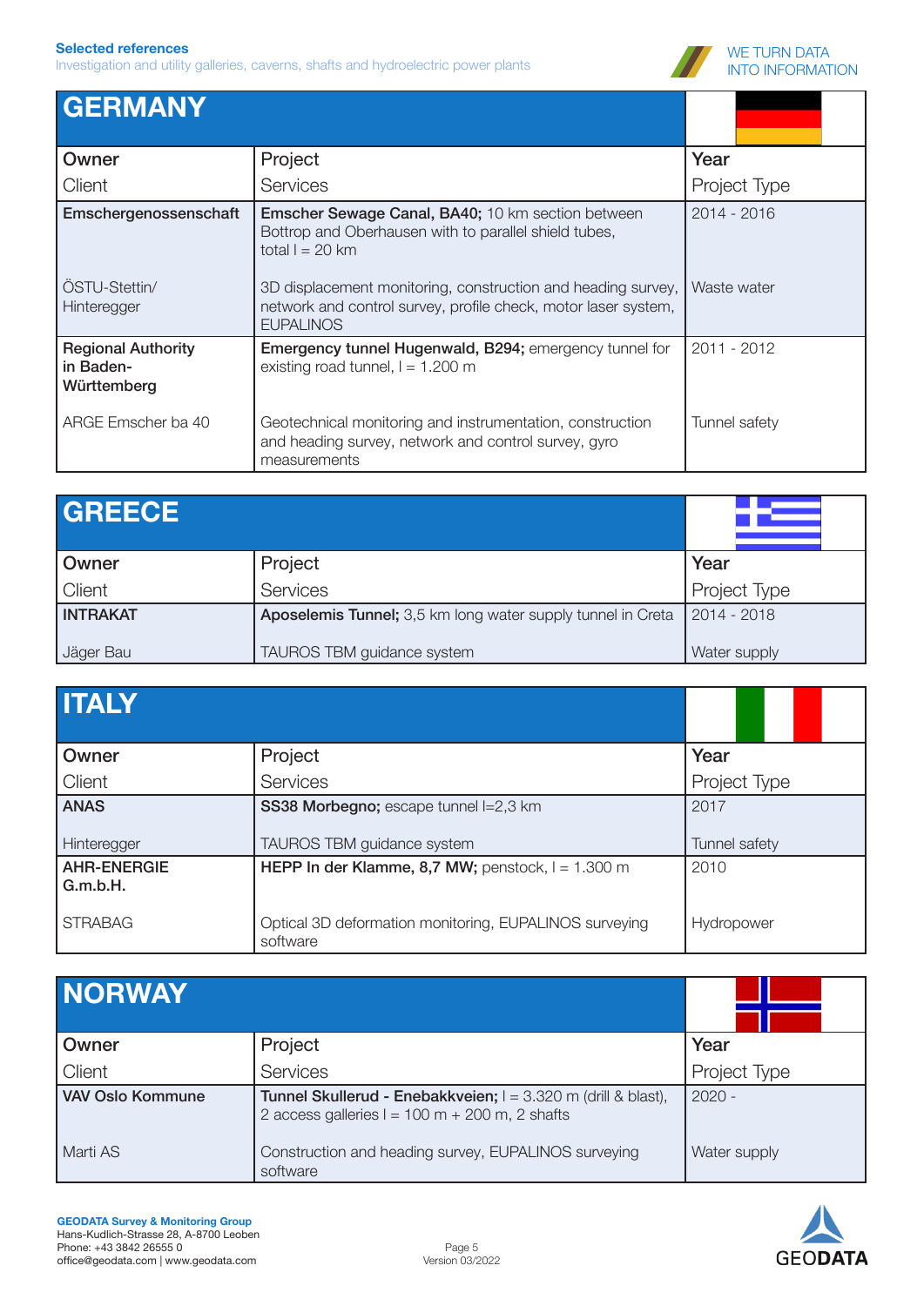**Selected references**
Investigation and utility galleries, caverns, shafts and hydroelectric power plants

WE TURN DATA INTO INFORMATION

## GERMANY

| Owner<br>Client | Project<br>Services | Year<br>Project Type |
|---|---|---|
| **Emschergenossenschaft**<br><br>ÖSTU-Stettin/ Hinteregger | **Emscher Sewage Canal, BA40;** 10 km section between Bottrop and Oberhausen with to parallel shield tubes, total l = 20 km<br><br>3D displacement monitoring, construction and heading survey, network and control survey, profile check, motor laser system, EUPALINOS | 2014 - 2016<br><br>Waste water |
| **Regional Authority in Baden-Württemberg**<br><br>ARGE Emscher ba 40 | **Emergency tunnel Hugenwald, B294;** emergency tunnel for existing road tunnel, l = 1.200 m<br><br>Geotechnical monitoring and instrumentation, construction and heading survey, network and control survey, gyro measurements | 2011 - 2012<br><br>Tunnel safety |

## GREECE

| Owner<br>Client | Project<br>Services | Year<br>Project Type |
|---|---|---|
| **INTRAKAT**<br><br>Jäger Bau | **Aposelemis Tunnel;** 3,5 km long water supply tunnel in Creta<br><br>TAUROS TBM guidance system | 2014 - 2018<br><br>Water supply |

## ITALY

| Owner<br>Client | Project<br>Services | Year<br>Project Type |
|---|---|---|
| **ANAS**<br><br>Hinteregger | **SS38 Morbegno;** escape tunnel l=2,3 km<br><br>TAUROS TBM guidance system | 2017<br><br>Tunnel safety |
| **AHR-ENERGIE G.m.b.H.**<br><br>STRABAG | **HEPP In der Klamme, 8,7 MW;** penstock, l = 1.300 m<br><br>Optical 3D deformation monitoring, EUPALINOS surveying software | 2010<br><br>Hydropower |

## NORWAY

| Owner<br>Client | Project<br>Services | Year<br>Project Type |
|---|---|---|
| **VAV Oslo Kommune**<br><br>Marti AS | **Tunnel Skullerud - Enebakkveien;** l = 3.320 m (drill & blast), 2 access galleries l = 100 m + 200 m, 2 shafts<br><br>Construction and heading survey, EUPALINOS surveying software | 2020 -<br><br>Water supply |

**GEODATA Survey & Monitoring Group**
Hans-Kudlich-Strasse 28, A-8700 Leoben
Phone: +43 3842 26555 0
office@geodata.com | www.geodata.com

Version 03/2022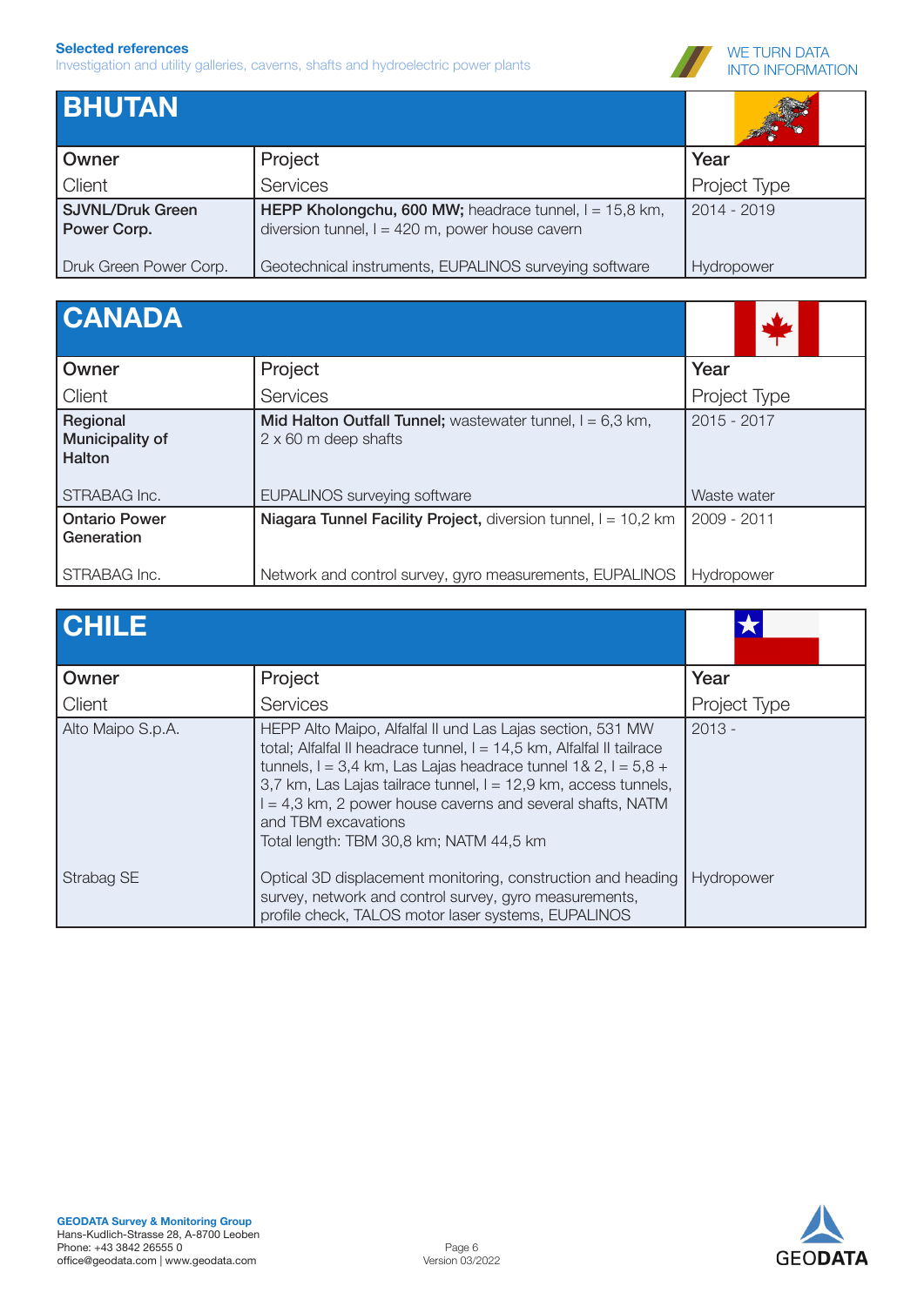**Selected references**
Investigation and utility galleries, caverns, shafts and hydroelectric power plants

WE TURN DATA INTO INFORMATION

## BHUTAN

| Owner<br>Client | Project<br>Services | Year<br>Project Type |
|---|---|---|
| **SJVNL/Druk Green Power Corp.**<br>Druk Green Power Corp. | **HEPP Kholongchu, 600 MW;** headrace tunnel, l = 15,8 km, diversion tunnel, l = 420 m, power house cavern<br>Geotechnical instruments, EUPALINOS surveying software | 2014 - 2019<br>Hydropower |

## CANADA

| Owner<br>Client | Project<br>Services | Year<br>Project Type |
|---|---|---|
| **Regional Municipality of Halton**<br>STRABAG Inc. | **Mid Halton Outfall Tunnel;** wastewater tunnel, l = 6,3 km, 2 x 60 m deep shafts<br>EUPALINOS surveying software | 2015 - 2017<br>Waste water |
| **Ontario Power Generation**<br>STRABAG Inc. | **Niagara Tunnel Facility Project,** diversion tunnel, l = 10,2 km<br>Network and control survey, gyro measurements, EUPALINOS | 2009 - 2011<br>Hydropower |

## CHILE

| Owner<br>Client | Project<br>Services | Year<br>Project Type |
|---|---|---|
| Alto Maipo S.p.A.<br>Strabag SE | HEPP Alto Maipo, Alfalfal II und Las Lajas section, 531 MW total; Alfalfal II headrace tunnel, l = 14,5 km, Alfalfal II tailrace tunnels, l = 3,4 km, Las Lajas headrace tunnel 1& 2, l = 5,8 + 3,7 km, Las Lajas tailrace tunnel, l = 12,9 km, access tunnels, l = 4,3 km, 2 power house caverns and several shafts, NATM and TBM excavations<br>Total length: TBM 30,8 km; NATM 44,5 km<br>Optical 3D displacement monitoring, construction and heading survey, network and control survey, gyro measurements, profile check, TALOS motor laser systems, EUPALINOS | 2013 -<br>Hydropower |

**GEODATA Survey & Monitoring Group**
Hans-Kudlich-Strasse 28, A-8700 Leoben
Phone: +43 3842 26555 0
office@geodata.com | www.geodata.com

Version 03/2022

GEODATA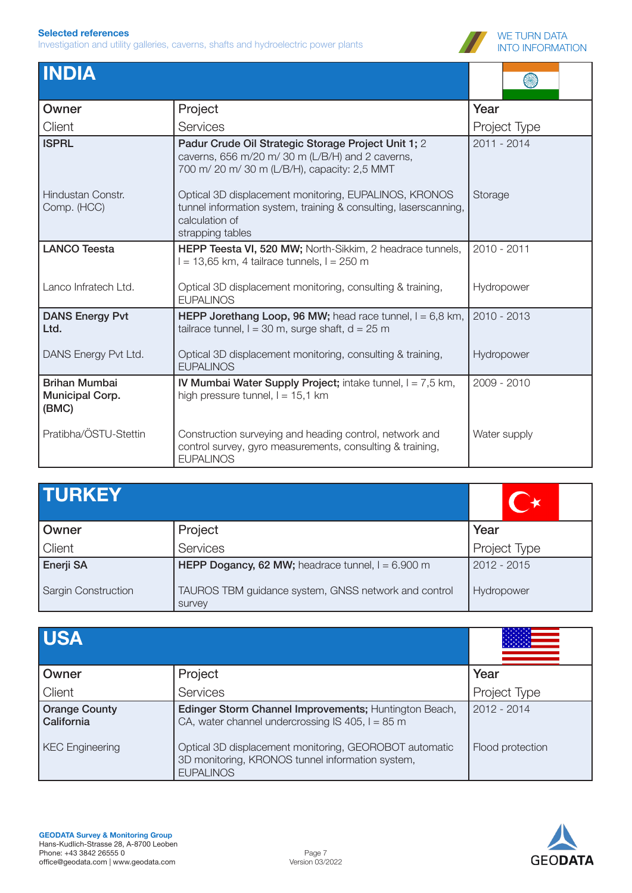**Selected references**
Investigation and utility galleries, caverns, shafts and hydroelectric power plants

WE TURN DATA INTO INFORMATION

## INDIA

| Owner<br>Client | Project<br>Services | Year<br>Project Type |
|---|---|---|
| **ISPRL**<br><br>Hindustan Constr. Comp. (HCC) | **Padur Crude Oil Strategic Storage Project Unit 1;** 2 caverns, 656 m/20 m/ 30 m (L/B/H) and 2 caverns, 700 m/ 20 m/ 30 m (L/B/H), capacity: 2,5 MMT<br><br>Optical 3D displacement monitoring, EUPALINOS, KRONOS tunnel information system, training & consulting, laserscanning, calculation of strapping tables | 2011 - 2014<br><br>Storage |
| **LANCO Teesta**<br><br>Lanco Infratech Ltd. | **HEPP Teesta VI, 520 MW;** North-Sikkim, 2 headrace tunnels, l = 13,65 km, 4 tailrace tunnels, l = 250 m<br><br>Optical 3D displacement monitoring, consulting & training, EUPALINOS | 2010 - 2011<br><br>Hydropower |
| **DANS Energy Pvt Ltd.**<br><br>DANS Energy Pvt Ltd. | **HEPP Jorethang Loop, 96 MW;** head race tunnel, l = 6,8 km, tailrace tunnel, l = 30 m, surge shaft, d = 25 m<br><br>Optical 3D displacement monitoring, consulting & training, EUPALINOS | 2010 - 2013<br><br>Hydropower |
| **Brihan Mumbai Municipal Corp. (BMC)**<br><br>Pratibha/ÖSTU-Stettin | **IV Mumbai Water Supply Project;** intake tunnel, l = 7,5 km, high pressure tunnel, l = 15,1 km<br><br>Construction surveying and heading control, network and control survey, gyro measurements, consulting & training, EUPALINOS | 2009 - 2010<br><br>Water supply |

## TURKEY

| Owner<br>Client | Project<br>Services | Year<br>Project Type |
|---|---|---|
| **Enerji SA**<br><br>Sargin Construction | **HEPP Dogancy, 62 MW;** headrace tunnel, l = 6.900 m<br><br>TAUROS TBM guidance system, GNSS network and control survey | 2012 - 2015<br><br>Hydropower |

## USA

| Owner<br>Client | Project<br>Services | Year<br>Project Type |
|---|---|---|
| **Orange County California**<br><br>KEC Engineering | **Edinger Storm Channel Improvements;** Huntington Beach, CA, water channel undercrossing IS 405, l = 85 m<br><br>Optical 3D displacement monitoring, GEOROBOT automatic 3D monitoring, KRONOS tunnel information system, EUPALINOS | 2012 - 2014<br><br>Flood protection |

**GEODATA Survey & Monitoring Group**
Hans-Kudlich-Strasse 28, A-8700 Leoben
Phone: +43 3842 26555 0
office@geodata.com | www.geodata.com

Version 03/2022

GEODATA